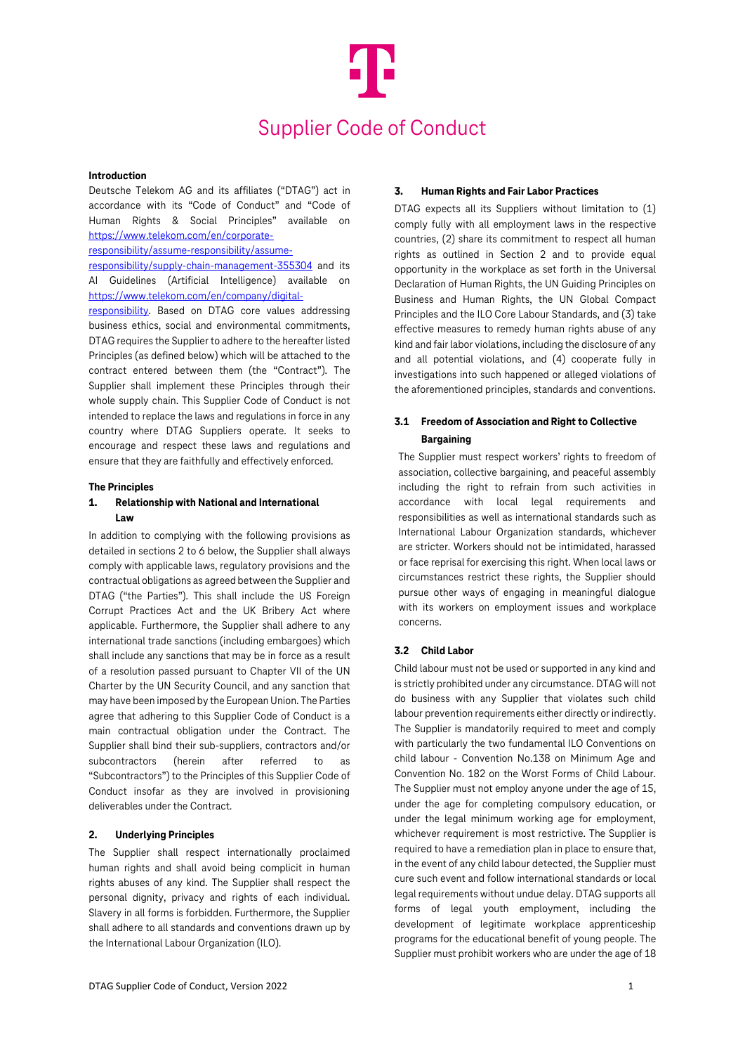# Supplier Code of Conduct

**Introduction**

Deutsche Telekom AG and its affiliates ("DTAG") act in accordance with its "Code of Conduct" and "Code of Human Rights & Social Principles" available on https://www.telekom.com/en/corporate-responsibility/assume-responsibility/assume-responsibility/supply-chain-management-355304 and its AI Guidelines (Artificial Intelligence) available on https://www.telekom.com/en/company/digital-responsibility. Based on DTAG core values addressing business ethics, social and environmental commitments, DTAG requires the Supplier to adhere to the hereafter listed Principles (as defined below) which will be attached to the contract entered between them (the "Contract"). The Supplier shall implement these Principles through their whole supply chain. This Supplier Code of Conduct is not intended to replace the laws and regulations in force in any country where DTAG Suppliers operate. It seeks to encourage and respect these laws and regulations and ensure that they are faithfully and effectively enforced.

**The Principles**

## 1. Relationship with National and International Law

In addition to complying with the following provisions as detailed in sections 2 to 6 below, the Supplier shall always comply with applicable laws, regulatory provisions and the contractual obligations as agreed between the Supplier and DTAG ("the Parties"). This shall include the US Foreign Corrupt Practices Act and the UK Bribery Act where applicable. Furthermore, the Supplier shall adhere to any international trade sanctions (including embargoes) which shall include any sanctions that may be in force as a result of a resolution passed pursuant to Chapter VII of the UN Charter by the UN Security Council, and any sanction that may have been imposed by the European Union. The Parties agree that adhering to this Supplier Code of Conduct is a main contractual obligation under the Contract. The Supplier shall bind their sub-suppliers, contractors and/or subcontractors (herein after referred to as "Subcontractors") to the Principles of this Supplier Code of Conduct insofar as they are involved in provisioning deliverables under the Contract.

## 2. Underlying Principles

The Supplier shall respect internationally proclaimed human rights and shall avoid being complicit in human rights abuses of any kind. The Supplier shall respect the personal dignity, privacy and rights of each individual. Slavery in all forms is forbidden. Furthermore, the Supplier shall adhere to all standards and conventions drawn up by the International Labour Organization (ILO).

## 3. Human Rights and Fair Labor Practices

DTAG expects all its Suppliers without limitation to (1) comply fully with all employment laws in the respective countries, (2) share its commitment to respect all human rights as outlined in Section 2 and to provide equal opportunity in the workplace as set forth in the Universal Declaration of Human Rights, the UN Guiding Principles on Business and Human Rights, the UN Global Compact Principles and the ILO Core Labour Standards, and (3) take effective measures to remedy human rights abuse of any kind and fair labor violations, including the disclosure of any and all potential violations, and (4) cooperate fully in investigations into such happened or alleged violations of the aforementioned principles, standards and conventions.

### 3.1 Freedom of Association and Right to Collective Bargaining

The Supplier must respect workers' rights to freedom of association, collective bargaining, and peaceful assembly including the right to refrain from such activities in accordance with local legal requirements and responsibilities as well as international standards such as International Labour Organization standards, whichever are stricter. Workers should not be intimidated, harassed or face reprisal for exercising this right. When local laws or circumstances restrict these rights, the Supplier should pursue other ways of engaging in meaningful dialogue with its workers on employment issues and workplace concerns.

### 3.2 Child Labor

Child labour must not be used or supported in any kind and is strictly prohibited under any circumstance. DTAG will not do business with any Supplier that violates such child labour prevention requirements either directly or indirectly. The Supplier is mandatorily required to meet and comply with particularly the two fundamental ILO Conventions on child labour - Convention No.138 on Minimum Age and Convention No. 182 on the Worst Forms of Child Labour. The Supplier must not employ anyone under the age of 15, under the age for completing compulsory education, or under the legal minimum working age for employment, whichever requirement is most restrictive. The Supplier is required to have a remediation plan in place to ensure that, in the event of any child labour detected, the Supplier must cure such event and follow international standards or local legal requirements without undue delay. DTAG supports all forms of legal youth employment, including the development of legitimate workplace apprenticeship programs for the educational benefit of young people. The Supplier must prohibit workers who are under the age of 18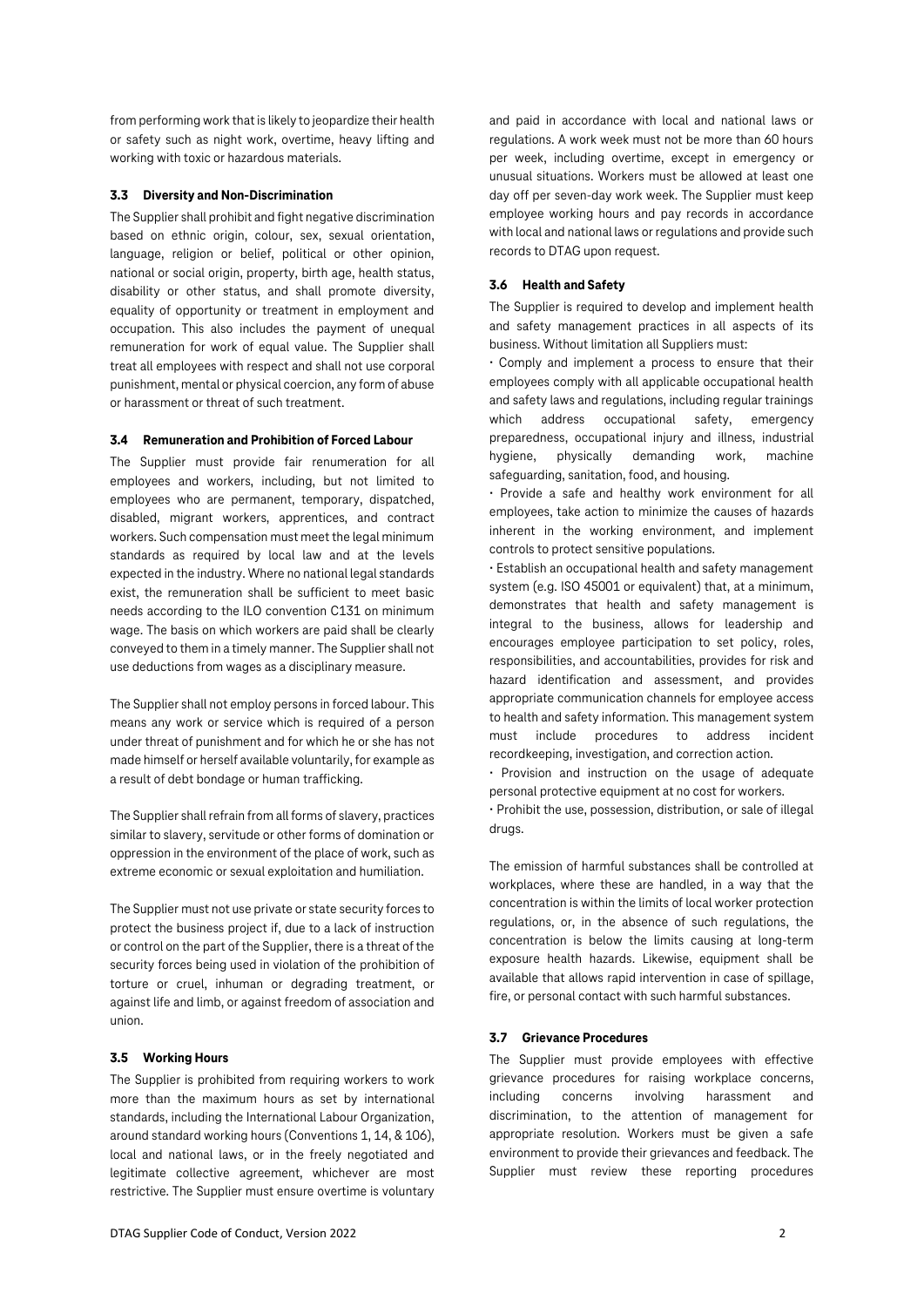from performing work that is likely to jeopardize their health or safety such as night work, overtime, heavy lifting and working with toxic or hazardous materials.

### 3.3 Diversity and Non-Discrimination

The Supplier shall prohibit and fight negative discrimination based on ethnic origin, colour, sex, sexual orientation, language, religion or belief, political or other opinion, national or social origin, property, birth age, health status, disability or other status, and shall promote diversity, equality of opportunity or treatment in employment and occupation. This also includes the payment of unequal remuneration for work of equal value. The Supplier shall treat all employees with respect and shall not use corporal punishment, mental or physical coercion, any form of abuse or harassment or threat of such treatment.

### 3.4 Remuneration and Prohibition of Forced Labour

The Supplier must provide fair renumeration for all employees and workers, including, but not limited to employees who are permanent, temporary, dispatched, disabled, migrant workers, apprentices, and contract workers. Such compensation must meet the legal minimum standards as required by local law and at the levels expected in the industry. Where no national legal standards exist, the remuneration shall be sufficient to meet basic needs according to the ILO convention C131 on minimum wage. The basis on which workers are paid shall be clearly conveyed to them in a timely manner. The Supplier shall not use deductions from wages as a disciplinary measure.

The Supplier shall not employ persons in forced labour. This means any work or service which is required of a person under threat of punishment and for which he or she has not made himself or herself available voluntarily, for example as a result of debt bondage or human trafficking.

The Supplier shall refrain from all forms of slavery, practices similar to slavery, servitude or other forms of domination or oppression in the environment of the place of work, such as extreme economic or sexual exploitation and humiliation.

The Supplier must not use private or state security forces to protect the business project if, due to a lack of instruction or control on the part of the Supplier, there is a threat of the security forces being used in violation of the prohibition of torture or cruel, inhuman or degrading treatment, or against life and limb, or against freedom of association and union.

### 3.5 Working Hours

The Supplier is prohibited from requiring workers to work more than the maximum hours as set by international standards, including the International Labour Organization, around standard working hours (Conventions 1, 14, & 106), local and national laws, or in the freely negotiated and legitimate collective agreement, whichever are most restrictive. The Supplier must ensure overtime is voluntary and paid in accordance with local and national laws or regulations. A work week must not be more than 60 hours per week, including overtime, except in emergency or unusual situations. Workers must be allowed at least one day off per seven-day work week. The Supplier must keep employee working hours and pay records in accordance with local and national laws or regulations and provide such records to DTAG upon request.

### 3.6 Health and Safety

The Supplier is required to develop and implement health and safety management practices in all aspects of its business. Without limitation all Suppliers must:

- Comply and implement a process to ensure that their employees comply with all applicable occupational health and safety laws and regulations, including regular trainings which address occupational safety, emergency preparedness, occupational injury and illness, industrial hygiene, physically demanding work, machine safeguarding, sanitation, food, and housing.
- Provide a safe and healthy work environment for all employees, take action to minimize the causes of hazards inherent in the working environment, and implement controls to protect sensitive populations.
- Establish an occupational health and safety management system (e.g. ISO 45001 or equivalent) that, at a minimum, demonstrates that health and safety management is integral to the business, allows for leadership and encourages employee participation to set policy, roles, responsibilities, and accountabilities, provides for risk and hazard identification and assessment, and provides appropriate communication channels for employee access to health and safety information. This management system must include procedures to address incident recordkeeping, investigation, and correction action.
- Provision and instruction on the usage of adequate personal protective equipment at no cost for workers.
- Prohibit the use, possession, distribution, or sale of illegal drugs.

The emission of harmful substances shall be controlled at workplaces, where these are handled, in a way that the concentration is within the limits of local worker protection regulations, or, in the absence of such regulations, the concentration is below the limits causing at long-term exposure health hazards. Likewise, equipment shall be available that allows rapid intervention in case of spillage, fire, or personal contact with such harmful substances.

### 3.7 Grievance Procedures

The Supplier must provide employees with effective grievance procedures for raising workplace concerns, including concerns involving harassment and discrimination, to the attention of management for appropriate resolution. Workers must be given a safe environment to provide their grievances and feedback. The Supplier must review these reporting procedures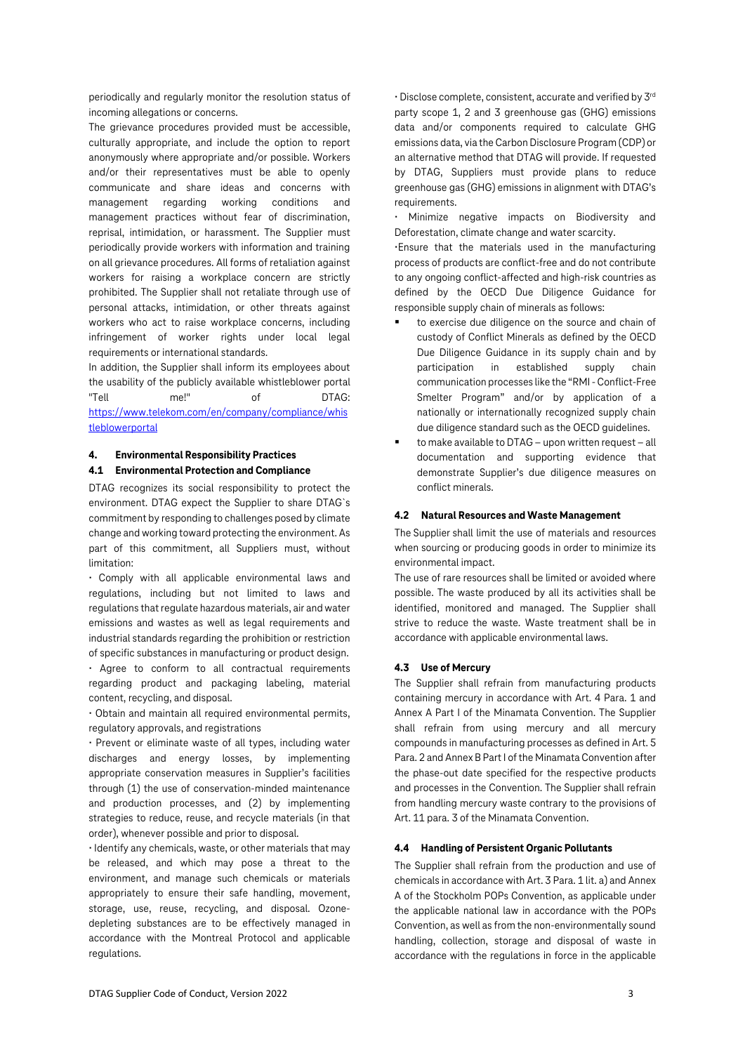periodically and regularly monitor the resolution status of incoming allegations or concerns.

The grievance procedures provided must be accessible, culturally appropriate, and include the option to report anonymously where appropriate and/or possible. Workers and/or their representatives must be able to openly communicate and share ideas and concerns with management regarding working conditions and management practices without fear of discrimination, reprisal, intimidation, or harassment. The Supplier must periodically provide workers with information and training on all grievance procedures. All forms of retaliation against workers for raising a workplace concern are strictly prohibited. The Supplier shall not retaliate through use of personal attacks, intimidation, or other threats against workers who act to raise workplace concerns, including infringement of worker rights under local legal requirements or international standards.

In addition, the Supplier shall inform its employees about the usability of the publicly available whistleblower portal "Tell me!" of DTAG: https://www.telekom.com/en/company/compliance/whistleblowerportal

## 4. Environmental Responsibility Practices

### 4.1 Environmental Protection and Compliance

DTAG recognizes its social responsibility to protect the environment. DTAG expect the Supplier to share DTAG`s commitment by responding to challenges posed by climate change and working toward protecting the environment. As part of this commitment, all Suppliers must, without limitation:

- Comply with all applicable environmental laws and regulations, including but not limited to laws and regulations that regulate hazardous materials, air and water emissions and wastes as well as legal requirements and industrial standards regarding the prohibition or restriction of specific substances in manufacturing or product design.
- Agree to conform to all contractual requirements regarding product and packaging labeling, material content, recycling, and disposal.
- Obtain and maintain all required environmental permits, regulatory approvals, and registrations
- Prevent or eliminate waste of all types, including water discharges and energy losses, by implementing appropriate conservation measures in Supplier's facilities through (1) the use of conservation-minded maintenance and production processes, and (2) by implementing strategies to reduce, reuse, and recycle materials (in that order), whenever possible and prior to disposal.
- Identify any chemicals, waste, or other materials that may be released, and which may pose a threat to the environment, and manage such chemicals or materials appropriately to ensure their safe handling, movement, storage, use, reuse, recycling, and disposal. Ozone-depleting substances are to be effectively managed in accordance with the Montreal Protocol and applicable regulations.
- Disclose complete, consistent, accurate and verified by 3rd party scope 1, 2 and 3 greenhouse gas (GHG) emissions data and/or components required to calculate GHG emissions data, via the Carbon Disclosure Program (CDP) or an alternative method that DTAG will provide. If requested by DTAG, Suppliers must provide plans to reduce greenhouse gas (GHG) emissions in alignment with DTAG's requirements.
- Minimize negative impacts on Biodiversity and Deforestation, climate change and water scarcity.
- Ensure that the materials used in the manufacturing process of products are conflict-free and do not contribute to any ongoing conflict-affected and high-risk countries as defined by the OECD Due Diligence Guidance for responsible supply chain of minerals as follows:
  - to exercise due diligence on the source and chain of custody of Conflict Minerals as defined by the OECD Due Diligence Guidance in its supply chain and by participation in established supply chain communication processes like the "RMI - Conflict-Free Smelter Program" and/or by application of a nationally or internationally recognized supply chain due diligence standard such as the OECD guidelines.
  - to make available to DTAG – upon written request – all documentation and supporting evidence that demonstrate Supplier's due diligence measures on conflict minerals.

### 4.2 Natural Resources and Waste Management

The Supplier shall limit the use of materials and resources when sourcing or producing goods in order to minimize its environmental impact.

The use of rare resources shall be limited or avoided where possible. The waste produced by all its activities shall be identified, monitored and managed. The Supplier shall strive to reduce the waste. Waste treatment shall be in accordance with applicable environmental laws.

### 4.3 Use of Mercury

The Supplier shall refrain from manufacturing products containing mercury in accordance with Art. 4 Para. 1 and Annex A Part I of the Minamata Convention. The Supplier shall refrain from using mercury and all mercury compounds in manufacturing processes as defined in Art. 5 Para. 2 and Annex B Part I of the Minamata Convention after the phase-out date specified for the respective products and processes in the Convention. The Supplier shall refrain from handling mercury waste contrary to the provisions of Art. 11 para. 3 of the Minamata Convention.

### 4.4 Handling of Persistent Organic Pollutants

The Supplier shall refrain from the production and use of chemicals in accordance with Art. 3 Para. 1 lit. a) and Annex A of the Stockholm POPs Convention, as applicable under the applicable national law in accordance with the POPs Convention, as well as from the non-environmentally sound handling, collection, storage and disposal of waste in accordance with the regulations in force in the applicable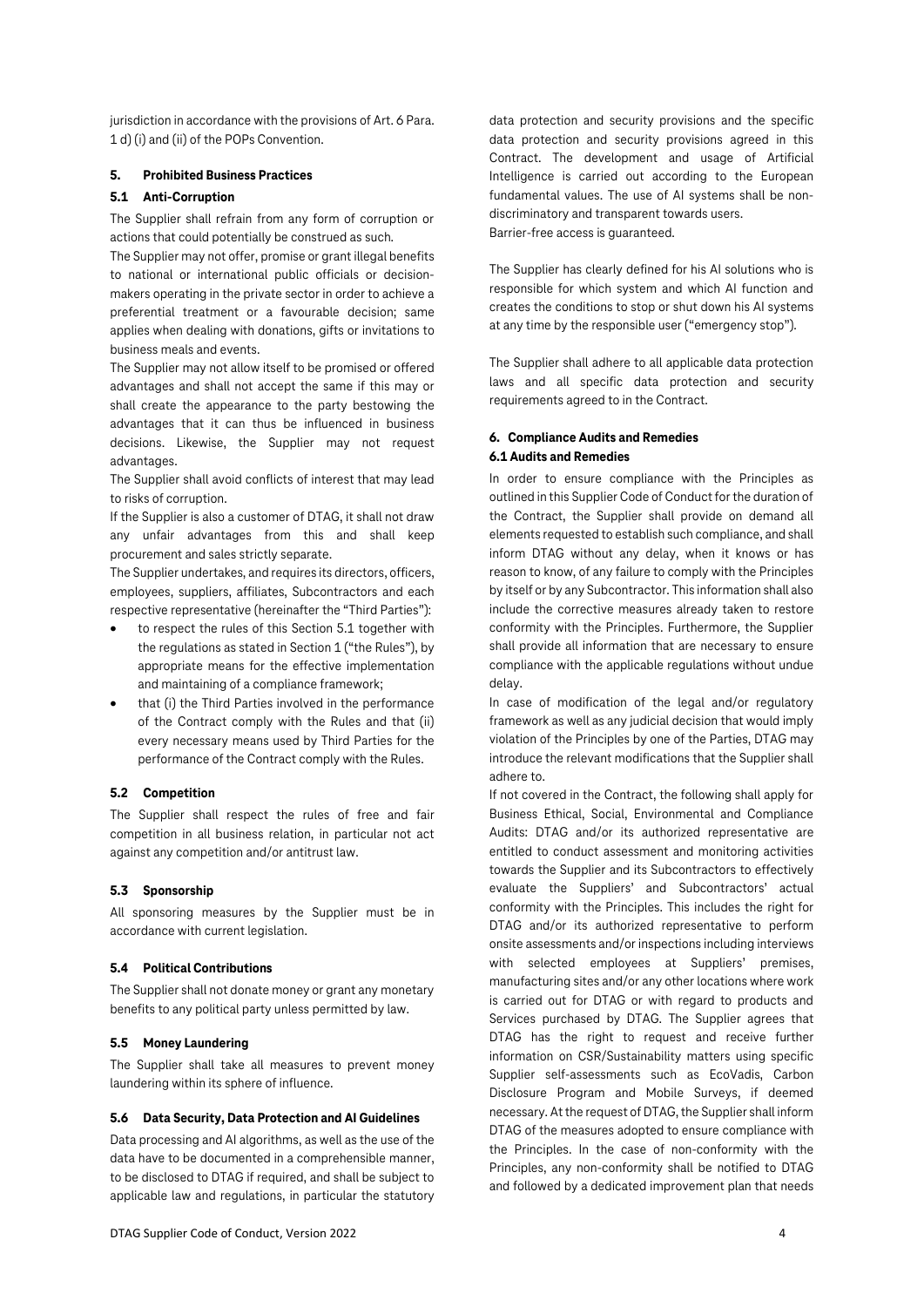jurisdiction in accordance with the provisions of Art. 6 Para. 1 d) (i) and (ii) of the POPs Convention.

## 5. Prohibited Business Practices

### 5.1 Anti-Corruption

The Supplier shall refrain from any form of corruption or actions that could potentially be construed as such.

The Supplier may not offer, promise or grant illegal benefits to national or international public officials or decision-makers operating in the private sector in order to achieve a preferential treatment or a favourable decision; same applies when dealing with donations, gifts or invitations to business meals and events.

The Supplier may not allow itself to be promised or offered advantages and shall not accept the same if this may or shall create the appearance to the party bestowing the advantages that it can thus be influenced in business decisions. Likewise, the Supplier may not request advantages.

The Supplier shall avoid conflicts of interest that may lead to risks of corruption.

If the Supplier is also a customer of DTAG, it shall not draw any unfair advantages from this and shall keep procurement and sales strictly separate.

The Supplier undertakes, and requires its directors, officers, employees, suppliers, affiliates, Subcontractors and each respective representative (hereinafter the "Third Parties"):

- to respect the rules of this Section 5.1 together with the regulations as stated in Section 1 ("the Rules"), by appropriate means for the effective implementation and maintaining of a compliance framework;
- that (i) the Third Parties involved in the performance of the Contract comply with the Rules and that (ii) every necessary means used by Third Parties for the performance of the Contract comply with the Rules.

### 5.2 Competition

The Supplier shall respect the rules of free and fair competition in all business relation, in particular not act against any competition and/or antitrust law.

### 5.3 Sponsorship

All sponsoring measures by the Supplier must be in accordance with current legislation.

### 5.4 Political Contributions

The Supplier shall not donate money or grant any monetary benefits to any political party unless permitted by law.

### 5.5 Money Laundering

The Supplier shall take all measures to prevent money laundering within its sphere of influence.

### 5.6 Data Security, Data Protection and AI Guidelines

Data processing and AI algorithms, as well as the use of the data have to be documented in a comprehensible manner, to be disclosed to DTAG if required, and shall be subject to applicable law and regulations, in particular the statutory data protection and security provisions and the specific data protection and security provisions agreed in this Contract. The development and usage of Artificial Intelligence is carried out according to the European fundamental values. The use of AI systems shall be non-discriminatory and transparent towards users.
Barrier-free access is guaranteed.

The Supplier has clearly defined for his AI solutions who is responsible for which system and which AI function and creates the conditions to stop or shut down his AI systems at any time by the responsible user ("emergency stop").

The Supplier shall adhere to all applicable data protection laws and all specific data protection and security requirements agreed to in the Contract.

## 6. Compliance Audits and Remedies

### 6.1 Audits and Remedies

In order to ensure compliance with the Principles as outlined in this Supplier Code of Conduct for the duration of the Contract, the Supplier shall provide on demand all elements requested to establish such compliance, and shall inform DTAG without any delay, when it knows or has reason to know, of any failure to comply with the Principles by itself or by any Subcontractor. This information shall also include the corrective measures already taken to restore conformity with the Principles. Furthermore, the Supplier shall provide all information that are necessary to ensure compliance with the applicable regulations without undue delay.

In case of modification of the legal and/or regulatory framework as well as any judicial decision that would imply violation of the Principles by one of the Parties, DTAG may introduce the relevant modifications that the Supplier shall adhere to.

If not covered in the Contract, the following shall apply for Business Ethical, Social, Environmental and Compliance Audits: DTAG and/or its authorized representative are entitled to conduct assessment and monitoring activities towards the Supplier and its Subcontractors to effectively evaluate the Suppliers' and Subcontractors' actual conformity with the Principles. This includes the right for DTAG and/or its authorized representative to perform onsite assessments and/or inspections including interviews with selected employees at Suppliers' premises, manufacturing sites and/or any other locations where work is carried out for DTAG or with regard to products and Services purchased by DTAG. The Supplier agrees that DTAG has the right to request and receive further information on CSR/Sustainability matters using specific Supplier self-assessments such as EcoVadis, Carbon Disclosure Program and Mobile Surveys, if deemed necessary. At the request of DTAG, the Supplier shall inform DTAG of the measures adopted to ensure compliance with the Principles. In the case of non-conformity with the Principles, any non-conformity shall be notified to DTAG and followed by a dedicated improvement plan that needs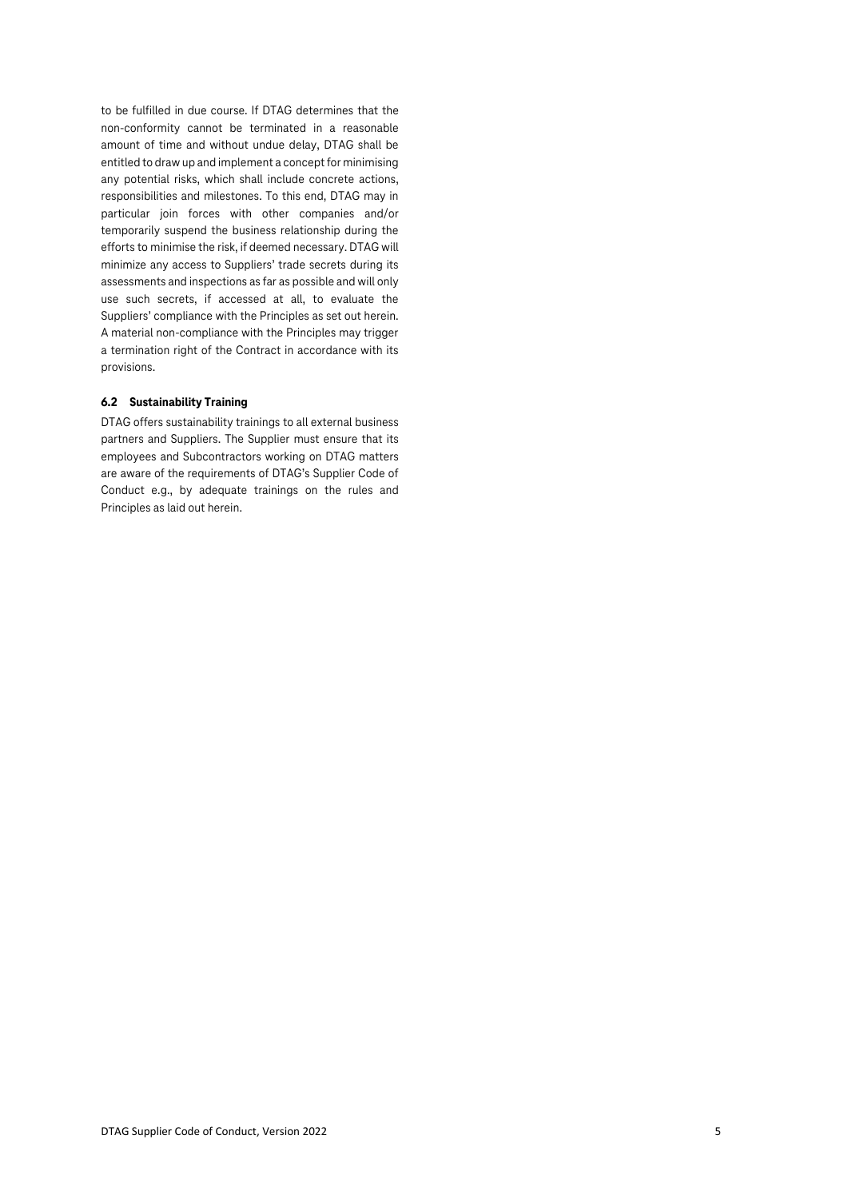to be fulfilled in due course. If DTAG determines that the non-conformity cannot be terminated in a reasonable amount of time and without undue delay, DTAG shall be entitled to draw up and implement a concept for minimising any potential risks, which shall include concrete actions, responsibilities and milestones. To this end, DTAG may in particular join forces with other companies and/or temporarily suspend the business relationship during the efforts to minimise the risk, if deemed necessary. DTAG will minimize any access to Suppliers' trade secrets during its assessments and inspections as far as possible and will only use such secrets, if accessed at all, to evaluate the Suppliers' compliance with the Principles as set out herein. A material non-compliance with the Principles may trigger a termination right of the Contract in accordance with its provisions.

### 6.2 Sustainability Training

DTAG offers sustainability trainings to all external business partners and Suppliers. The Supplier must ensure that its employees and Subcontractors working on DTAG matters are aware of the requirements of DTAG's Supplier Code of Conduct e.g., by adequate trainings on the rules and Principles as laid out herein.